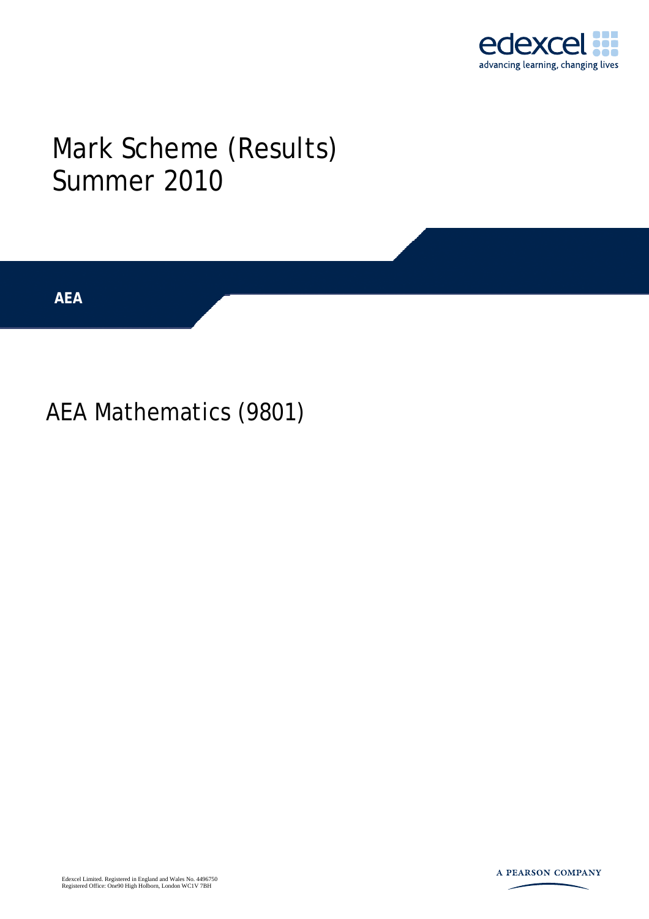edexcel

advancing learning, changing lives

# Mark Scheme (Results)
# Summer 2010

**AEA**

## AEA Mathematics (9801)

Edexcel Limited. Registered in England and Wales No. 4496750
Registered Office: One90 High Holborn, London WC1V 7BH

A PEARSON COMPANY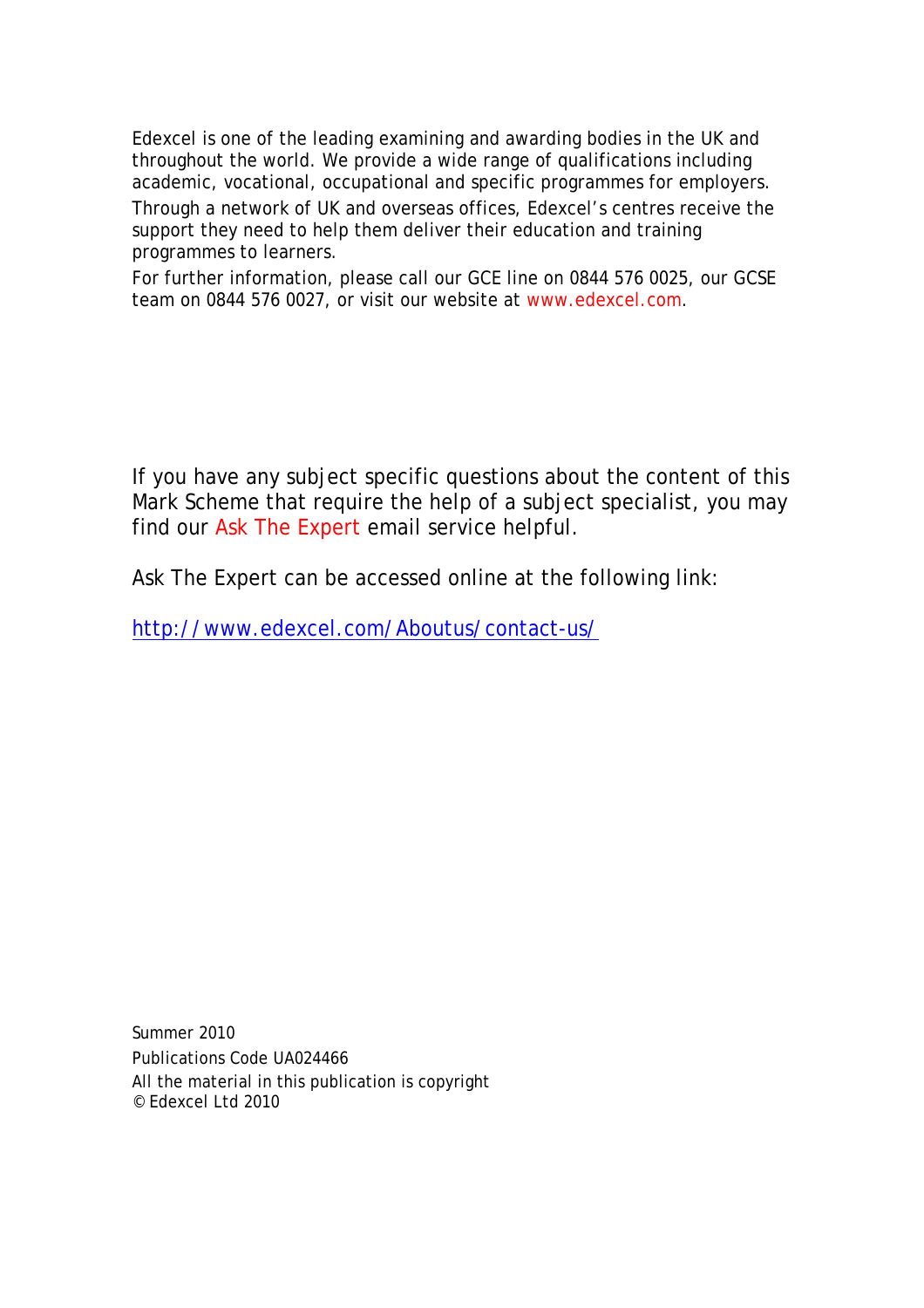Edexcel is one of the leading examining and awarding bodies in the UK and throughout the world. We provide a wide range of qualifications including academic, vocational, occupational and specific programmes for employers.

Through a network of UK and overseas offices, Edexcel's centres receive the support they need to help them deliver their education and training programmes to learners.

For further information, please call our GCE line on 0844 576 0025, our GCSE team on 0844 576 0027, or visit our website at www.edexcel.com.

If you have any subject specific questions about the content of this Mark Scheme that require the help of a subject specialist, you may find our Ask The Expert email service helpful.

Ask The Expert can be accessed online at the following link:

http://www.edexcel.com/Aboutus/contact-us/

Summer 2010

Publications Code UA024466

All the material in this publication is copyright
© Edexcel Ltd 2010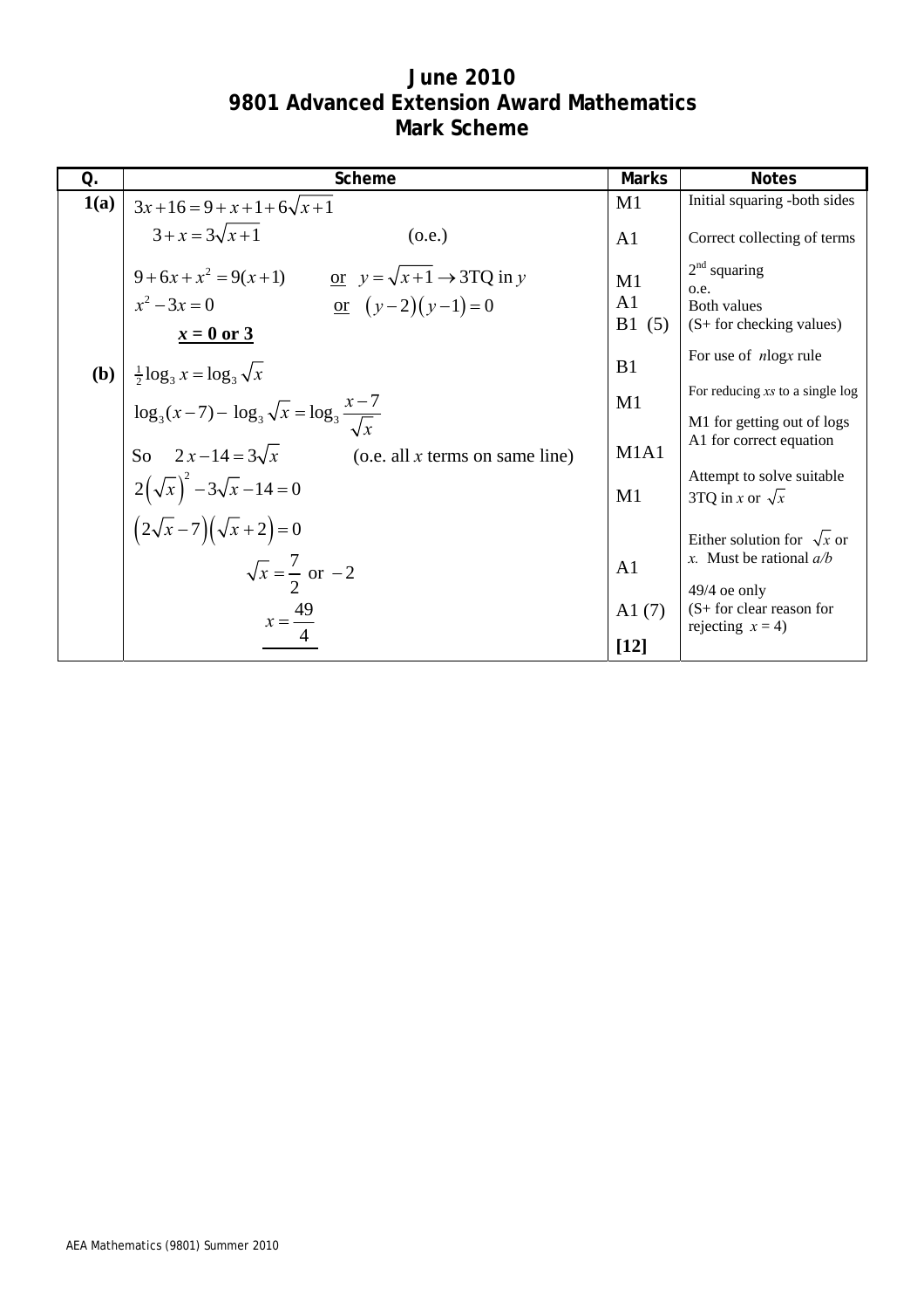# June 2010
# 9801 Advanced Extension Award Mathematics
# Mark Scheme

| Q. | Scheme | Marks | Notes |
|---|---|---|---|
| **1(a)** | $3x+16=9+x+1+6\sqrt{x+1}$ | M1 | Initial squaring -both sides |
| | $3+x=3\sqrt{x+1}$ (o.e.) | A1 | Correct collecting of terms |
| | $9+6x+x^2=9(x+1)$ <u>or</u> $y=\sqrt{x+1}\rightarrow$ 3TQ in $y$ | M1 | 2nd squaring |
| | $x^2-3x=0$ <u>or</u> $(y-2)(y-1)=0$ | A1 | o.e. |
| | <u>**$x$ = 0 or 3**</u> | B1 (5) | Both values (S+ for checking values) |
| **(b)** | $\frac{1}{2}\log_3 x=\log_3\sqrt{x}$ | B1 | For use of $n\log x$ rule |
| | $\log_3(x-7)-\log_3\sqrt{x}=\log_3\dfrac{x-7}{\sqrt{x}}$ | M1 | For reducing *xs* to a single log |
| | So $2x-14=3\sqrt{x}$ (o.e. all $x$ terms on same line) | M1A1 | M1 for getting out of logs<br>A1 for correct equation |
| | $2\left(\sqrt{x}\right)^2-3\sqrt{x}-14=0$ | M1 | Attempt to solve suitable 3TQ in $x$ or $\sqrt{x}$ |
| | $\left(2\sqrt{x}-7\right)\left(\sqrt{x}+2\right)=0$ | | |
| | $\sqrt{x}=\dfrac{7}{2}$ or $-2$ | A1 | Either solution for $\sqrt{x}$ or $x$. Must be rational *a/b* |
| | $x=\dfrac{49}{4}$ | A1 (7) | 49/4 oe only<br>(S+ for clear reason for rejecting $x=4$) |
| | | **[12]** | |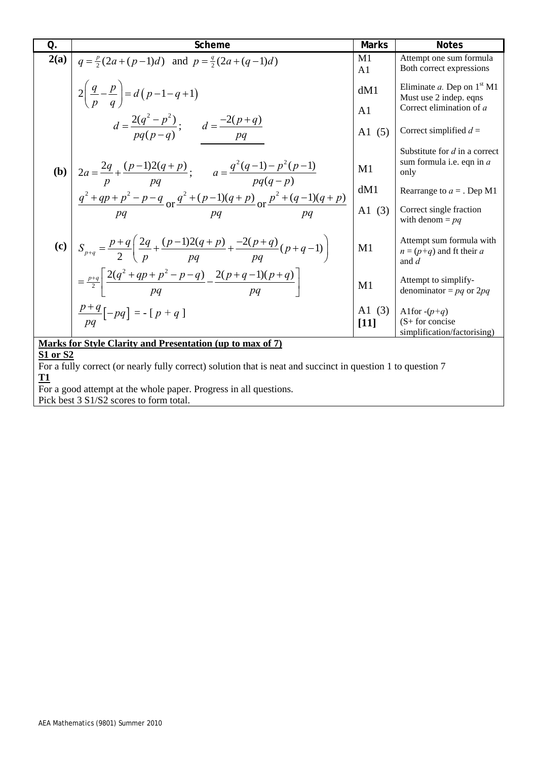| Q. | Scheme | Marks | Notes |
|---|---|---|---|
| 2(a) | $q = \frac{p}{2}(2a+(p-1)d)$ and $p = \frac{q}{2}(2a+(q-1)d)$ | M1<br>A1 | Attempt one sum formula<br>Both correct expressions |
| | $2\left(\frac{q}{p} - \frac{p}{q}\right) = d\left(p-1-q+1\right)$ | dM1 | Eliminate $a$. Dep on 1st M1<br>Must use 2 indep. eqns |
| | $d = \frac{2(q^2-p^2)}{pq(p-q)}$; $\quad d = \frac{-2(p+q)}{pq}$ | A1<br><br>A1 (5) | Correct elimination of $a$<br><br>Correct simplified $d =$ |
| (b) | $2a = \frac{2q}{p} + \frac{(p-1)2(q+p)}{pq}$; $\quad a = \frac{q^2(q-1)-p^2(p-1)}{pq(q-p)}$ | M1 | Substitute for $d$ in a correct sum formula i.e. eqn in $a$ only |
| | $\frac{q^2+qp+p^2-p-q}{pq}$ or $\frac{q^2+(p-1)(q+p)}{pq}$ or $\frac{p^2+(q-1)(q+p)}{pq}$ | dM1<br><br>A1 (3) | Rearrange to $a =$ . Dep M1<br><br>Correct single fraction with denom $= pq$ |
| (c) | $S_{p+q} = \frac{p+q}{2}\left(\frac{2q}{p} + \frac{(p-1)2(q+p)}{pq} + \frac{-2(p+q)}{pq}(p+q-1)\right)$ | M1 | Attempt sum formula with $n = (p+q)$ and ft their $a$ and $d$ |
| | $= \frac{p+q}{2}\left[\frac{2(q^2+qp+p^2-p-q)}{pq} - \frac{2(p+q-1)(p+q)}{pq}\right]$ | M1 | Attempt to simplify- denominator $= pq$ or $2pq$ |
| | $\frac{p+q}{pq}\left[-pq\right] = -[p+q]$ | A1 (3)<br>**[11]** | A1for $-(p+q)$<br>(S+ for concise simplification/factorising) |

**Marks for Style Clarity and Presentation (up to max of 7)**

**S1 or S2**

For a fully correct (or nearly fully correct) solution that is neat and succinct in question 1 to question 7

**T1**

For a good attempt at the whole paper. Progress in all questions.

Pick best 3 S1/S2 scores to form total.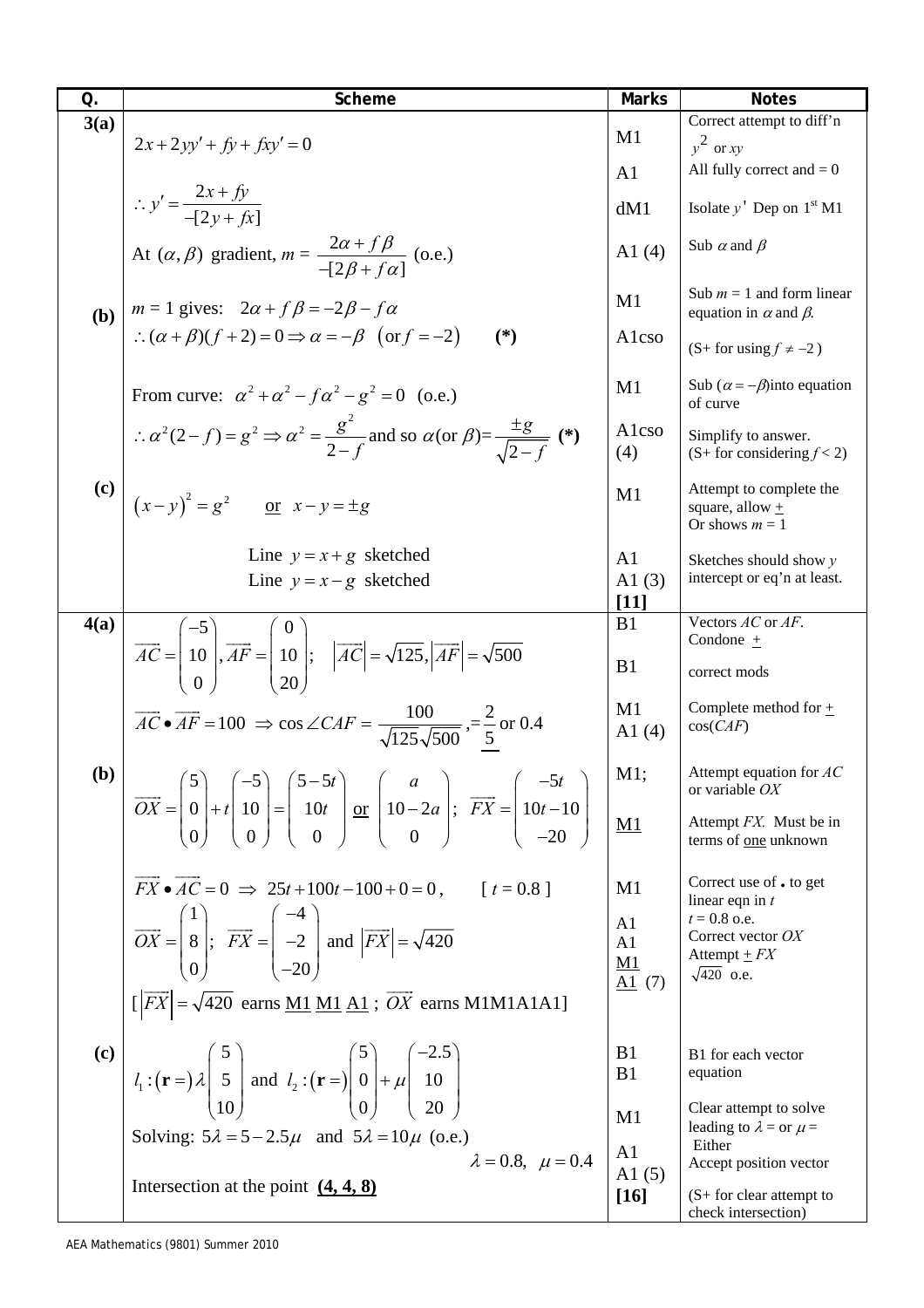| Q. | Scheme | Marks | Notes |
|---|---|---|---|
| **3(a)** | $2x + 2yy' + fy + fxy' = 0$ | M1 | Correct attempt to diff'n $y^2$ or $xy$ |
| | | A1 | All fully correct and = 0 |
| | $\therefore y' = \dfrac{2x + fy}{-[2y + fx]}$ | dM1 | Isolate $y'$ Dep on 1st M1 |
| | At $(\alpha, \beta)$ gradient, $m = \dfrac{2\alpha + f\beta}{-[2\beta + f\alpha]}$ (o.e.) | A1 (4) | Sub $\alpha$ and $\beta$ |
| **(b)** | $m = 1$ gives: $2\alpha + f\beta = -2\beta - f\alpha$ | M1 | Sub $m = 1$ and form linear equation in $\alpha$ and $\beta$. |
| | $\therefore (\alpha + \beta)(f + 2) = 0 \Rightarrow \alpha = -\beta \quad (\text{or } f = -2)$ **(\*)** | A1cso | (S+ for using $f \neq -2$ ) |
| | From curve: $\alpha^2 + \alpha^2 - f\alpha^2 - g^2 = 0$ (o.e.) | M1 | Sub ($\alpha = -\beta$)into equation of curve |
| | $\therefore \alpha^2(2 - f) = g^2 \Rightarrow \alpha^2 = \dfrac{g^2}{2-f}$ and so $\alpha$(or $\beta$)= $\dfrac{\pm g}{\sqrt{2-f}}$ **(\*)** | A1cso (4) | Simplify to answer. (S+ for considering $f < 2$) |
| **(c)** | $(x - y)^2 = g^2$ <u>or</u> $x - y = \pm g$ | M1 | Attempt to complete the square, allow $\pm$ Or shows $m = 1$ |
| | Line $y = x + g$ sketched | A1 | Sketches should show $y$ intercept or eq'n at least. |
| | Line $y = x - g$ sketched | A1 (3) **[11]** | |
| **4(a)** | $\overrightarrow{AC} = \begin{pmatrix} -5 \\ 10 \\ 0 \end{pmatrix}, \overrightarrow{AF} = \begin{pmatrix} 0 \\ 10 \\ 20 \end{pmatrix}$; $\lvert\overrightarrow{AC}\rvert = \sqrt{125}, \lvert\overrightarrow{AF}\rvert = \sqrt{500}$ | B1 | Vectors $AC$ or $AF$. Condone $\pm$ |
| | | B1 | correct mods |
| | $\overrightarrow{AC} \bullet \overrightarrow{AF} = 100 \Rightarrow \cos\angle CAF = \dfrac{100}{\sqrt{125}\sqrt{500}}, = \underline{\dfrac{2}{5}}$ or 0.4 | M1 A1 (4) | Complete method for $\pm \cos(CAF)$ |
| **(b)** | $\overrightarrow{OX} = \begin{pmatrix} 5 \\ 0 \\ 0 \end{pmatrix} + t\begin{pmatrix} -5 \\ 10 \\ 0 \end{pmatrix} = \begin{pmatrix} 5-5t \\ 10t \\ 0 \end{pmatrix}$ <u>or</u> $\begin{pmatrix} a \\ 10-2a \\ 0 \end{pmatrix}$; $\overrightarrow{FX} = \begin{pmatrix} -5t \\ 10t-10 \\ -20 \end{pmatrix}$ | M1; | Attempt equation for $AC$ or variable $OX$ |
| | | <u>M1</u> | Attempt $FX$. Must be in terms of <u>one</u> unknown |
| | $\overrightarrow{FX} \bullet \overrightarrow{AC} = 0 \Rightarrow 25t + 100t - 100 + 0 = 0$, $[\ t = 0.8\ ]$ | M1 | Correct use of . to get linear eqn in $t$ |
| | $\overrightarrow{OX} = \begin{pmatrix} 1 \\ 8 \\ 0 \end{pmatrix}$; $\overrightarrow{FX} = \begin{pmatrix} -4 \\ -2 \\ -20 \end{pmatrix}$ and $\lvert\overrightarrow{FX}\rvert = \sqrt{420}$ | A1 A1 <u>M1</u> <u>A1</u> (7) | $t = 0.8$ o.e. Correct vector $OX$ Attempt $\pm FX$ $\sqrt{420}$ o.e. |
| | [ $\lvert\overrightarrow{FX}\rvert = \sqrt{420}$ earns <u>M1</u> <u>M1</u> <u>A1</u> ; $\overrightarrow{OX}$ earns M1M1A1A1] | | |
| **(c)** | $l_1 : (\mathbf{r} =)\lambda\begin{pmatrix} 5 \\ 5 \\ 10 \end{pmatrix}$ and $l_2 : (\mathbf{r} =)\begin{pmatrix} 5 \\ 0 \\ 0 \end{pmatrix} + \mu\begin{pmatrix} -2.5 \\ 10 \\ 20 \end{pmatrix}$ | B1 B1 | B1 for each vector equation |
| | Solving: $5\lambda = 5 - 2.5\mu$ and $5\lambda = 10\mu$ (o.e.) | M1 | Clear attempt to solve leading to $\lambda =$ or $\mu =$ |
| | $\lambda = 0.8, \quad \mu = 0.4$ | A1 | Either |
| | Intersection at the point <u>**(4, 4, 8)**</u> | A1 (5) **[16]** | Accept position vector (S+ for clear attempt to check intersection) |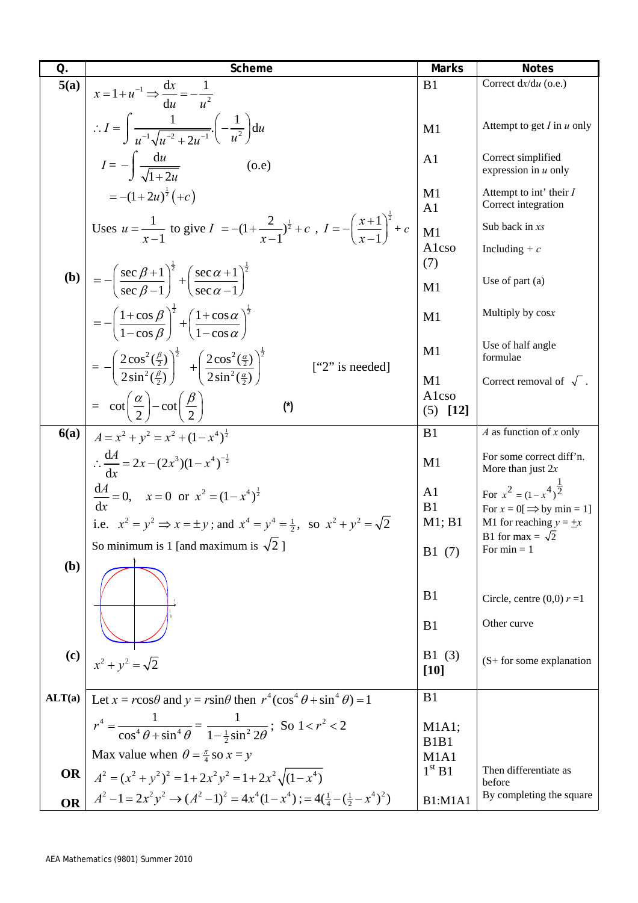| Q. | Scheme | Marks | Notes |
|---|---|---|---|
| 5(a) | $x = 1 + u^{-1} \Rightarrow \dfrac{dx}{du} = -\dfrac{1}{u^2}$ | B1 | Correct d$x$/d$u$ (o.e.) |
| | $\therefore I = \displaystyle\int \frac{1}{u^{-1}\sqrt{u^{-2}+2u^{-1}}}.\left(-\frac{1}{u^2}\right)du$ | M1 | Attempt to get $I$ in $u$ only |
| | $I = -\displaystyle\int \frac{du}{\sqrt{1+2u}}$  (o.e) | A1 | Correct simplified expression in $u$ only |
| | $= -(1+2u)^{\frac{1}{2}}(+c)$ | M1 A1 | Attempt to int' their $I$ Correct integration |
| | Uses $u = \dfrac{1}{x-1}$ to give $I = -(1+\dfrac{2}{x-1})^{\frac{1}{2}} + c$ , $I = -\left(\dfrac{x+1}{x-1}\right)^{\frac{1}{2}} + c$ | M1 A1cso (7) | Sub back in $x$s Including + $c$ |
| (b) | $= -\left(\dfrac{\sec\beta+1}{\sec\beta-1}\right)^{\frac{1}{2}} + \left(\dfrac{\sec\alpha+1}{\sec\alpha-1}\right)^{\frac{1}{2}}$ | M1 | Use of part (a) |
| | $= -\left(\dfrac{1+\cos\beta}{1-\cos\beta}\right)^{\frac{1}{2}} + \left(\dfrac{1+\cos\alpha}{1-\cos\alpha}\right)^{\frac{1}{2}}$ | M1 | Multiply by cos$x$ |
| | $= -\left(\dfrac{2\cos^2(\frac{\beta}{2})}{2\sin^2(\frac{\beta}{2})}\right)^{\frac{1}{2}} + \left(\dfrac{2\cos^2(\frac{\alpha}{2})}{2\sin^2(\frac{\alpha}{2})}\right)^{\frac{1}{2}}$  ["2" is needed] | M1 | Use of half angle formulae |
| | $= \cot\left(\dfrac{\alpha}{2}\right) - \cot\left(\dfrac{\beta}{2}\right)$  (*) | M1 A1cso (5) [12] | Correct removal of $\sqrt{\ }$. |
| 6(a) | $A = x^2 + y^2 = x^2 + (1-x^4)^{\frac{1}{2}}$ | B1 | $A$ as function of $x$ only |
| | $\therefore \dfrac{dA}{dx} = 2x - (2x^3)(1-x^4)^{-\frac{1}{2}}$ | M1 | For some correct diff'n. More than just $2x$ |
| | $\dfrac{dA}{dx} = 0, \quad x = 0$ or $x^2 = (1-x^4)^{\frac{1}{2}}$ | A1 | For $x^2 = (1-x^4)^{\frac{1}{2}}$ |
| | i.e. $x^2 = y^2 \Rightarrow x = \pm y$; and $x^4 = y^4 = \frac{1}{2}$, so $x^2 + y^2 = \sqrt{2}$ | B1 M1; B1 | For $x = 0$[$\Rightarrow$ by min = 1] M1 for reaching $y = \pm x$ B1 for max = $\sqrt{2}$ |
| | So minimum is 1 [and maximum is $\sqrt{2}$ ] | B1 (7) | For min = 1 |
| (b) | [graph] | B1 | Circle, centre (0,0) $r$ =1 |
| | | B1 | Other curve |
| (c) | $x^2 + y^2 = \sqrt{2}$ | B1 (3) [10] | (S+ for some explanation |
| ALT(a) | Let $x = r\cos\theta$ and $y = r\sin\theta$ then $r^4(\cos^4\theta + \sin^4\theta) = 1$ | B1 | |
| | $r^4 = \dfrac{1}{\cos^4\theta + \sin^4\theta} = \dfrac{1}{1-\frac{1}{2}\sin^2 2\theta}$; So $1 < r^2 < 2$ | M1A1; B1B1 | |
| | Max value when $\theta = \frac{\pi}{4}$ so $x = y$ | M1A1 | |
| OR | $A^2 = (x^2+y^2)^2 = 1 + 2x^2y^2 = 1 + 2x^2\sqrt{(1-x^4)}$ | 1st B1 | Then differentiate as before |
| OR | $A^2 - 1 = 2x^2y^2 \rightarrow (A^2-1)^2 = 4x^4(1-x^4)$ ; $= 4(\frac{1}{4} - (\frac{1}{2} - x^4)^2)$ | B1:M1A1 | By completing the square |

AEA Mathematics (9801) Summer 2010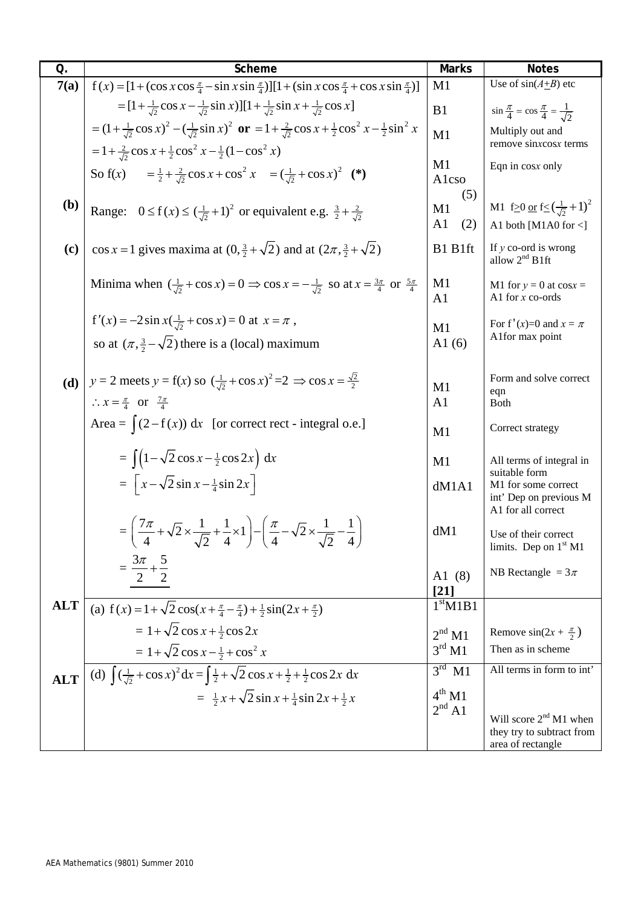| Q. | Scheme | Marks | Notes |
|---|---|---|---|
| **7(a)** | $\text{f}(x) = [1 + (\cos x \cos\frac{\pi}{4} - \sin x \sin\frac{\pi}{4})][1 + (\sin x \cos\frac{\pi}{4} + \cos x \sin\frac{\pi}{4})]$ | M1 | Use of $\sin(A \pm B)$ etc |
| | $= [1 + \frac{1}{\sqrt{2}}\cos x - \frac{1}{\sqrt{2}}\sin x)][1 + \frac{1}{\sqrt{2}}\sin x + \frac{1}{\sqrt{2}}\cos x]$ | B1 | $\sin\frac{\pi}{4} = \cos\frac{\pi}{4} = \frac{1}{\sqrt{2}}$ |
| | $= (1 + \frac{1}{\sqrt{2}}\cos x)^2 - (\frac{1}{\sqrt{2}}\sin x)^2$ **or** $= 1 + \frac{2}{\sqrt{2}}\cos x + \frac{1}{2}\cos^2 x - \frac{1}{2}\sin^2 x$ | M1 | Multiply out and remove $\sin x \cos x$ terms |
| | $= 1 + \frac{2}{\sqrt{2}}\cos x + \frac{1}{2}\cos^2 x - \frac{1}{2}(1 - \cos^2 x)$ | | |
| | So $\text{f}(x) \quad = \frac{1}{2} + \frac{2}{\sqrt{2}}\cos x + \cos^2 x \quad = (\frac{1}{\sqrt{2}} + \cos x)^2$ **(\*)** | M1 A1cso (5) | Eqn in $\cos x$ only |
| **(b)** | Range: $0 \le \text{f}(x) \le (\frac{1}{\sqrt{2}} + 1)^2$ or equivalent e.g. $\frac{3}{2} + \frac{2}{\sqrt{2}}$ | M1 A1 (2) | M1 $\text{f} \ge 0$ or $\text{f} \le (\frac{1}{\sqrt{2}} + 1)^2$ A1 both [M1A0 for <] |
| **(c)** | $\cos x = 1$ gives maxima at $(0, \frac{3}{2} + \sqrt{2})$ and at $(2\pi, \frac{3}{2} + \sqrt{2})$ | B1 B1ft | If $y$ co-ord is wrong allow 2nd B1ft |
| | Minima when $(\frac{1}{\sqrt{2}} + \cos x) = 0 \Rightarrow \cos x = -\frac{1}{\sqrt{2}}$ so at $x = \frac{3\pi}{4}$ or $\frac{5\pi}{4}$ | M1 A1 | M1 for $y = 0$ at $\cos x =$ A1 for $x$ co-ords |
| | $\text{f}'(x) = -2\sin x(\frac{1}{\sqrt{2}} + \cos x) = 0$ at $x = \pi$, so at $(\pi, \frac{3}{2} - \sqrt{2})$ there is a (local) maximum | M1 A1 (6) | For $\text{f}'(x) = 0$ and $x = \pi$ A1for max point |
| **(d)** | $y = 2$ meets $y = \text{f}(x)$ so $(\frac{1}{\sqrt{2}} + \cos x)^2 = 2 \Rightarrow \cos x = \frac{\sqrt{2}}{2}$ | M1 | Form and solve correct eqn |
| | $\therefore x = \frac{\pi}{4}$ or $\frac{7\pi}{4}$ | A1 | Both |
| | Area = $\int (2 - \text{f}(x))\, \text{d}x$ [or correct rect - integral o.e.] | M1 | Correct strategy |
| | $= \int \left(1 - \sqrt{2}\cos x - \frac{1}{2}\cos 2x\right) \text{d}x$ | M1 | All terms of integral in suitable form |
| | $= \left[x - \sqrt{2}\sin x - \frac{1}{4}\sin 2x\right]$ | dM1A1 | M1 for some correct int' Dep on previous M A1 for all correct |
| | $= \left(\frac{7\pi}{4} + \sqrt{2} \times \frac{1}{\sqrt{2}} + \frac{1}{4} \times 1\right) - \left(\frac{\pi}{4} - \sqrt{2} \times \frac{1}{\sqrt{2}} - \frac{1}{4}\right)$ | dM1 | Use of their correct limits. Dep on 1st M1 |
| | $= \frac{3\pi}{2} + \frac{5}{2}$ | A1 (8) **[21]** | NB Rectangle $= 3\pi$ |
| **ALT** | (a) $\text{f}(x) = 1 + \sqrt{2}\cos(x + \frac{\pi}{4} - \frac{\pi}{4}) + \frac{1}{2}\sin(2x + \frac{\pi}{2})$ | 1st M1B1 | |
| | $= 1 + \sqrt{2}\cos x + \frac{1}{2}\cos 2x$ | 2nd M1 | Remove $\sin(2x + \frac{\pi}{2})$ |
| | $= 1 + \sqrt{2}\cos x - \frac{1}{2} + \cos^2 x$ | 3rd M1 | Then as in scheme |
| **ALT** | (d) $\int (\frac{1}{\sqrt{2}} + \cos x)^2 \text{d}x = \int \frac{1}{2} + \sqrt{2}\cos x + \frac{1}{2} + \frac{1}{2}\cos 2x\ \text{d}x$ | 3rd M1 | All terms in form to int' |
| | $= \frac{1}{2}x + \sqrt{2}\sin x + \frac{1}{4}\sin 2x + \frac{1}{2}x$ | 4th M1 2nd A1 | Will score 2nd M1 when they try to subtract from area of rectangle |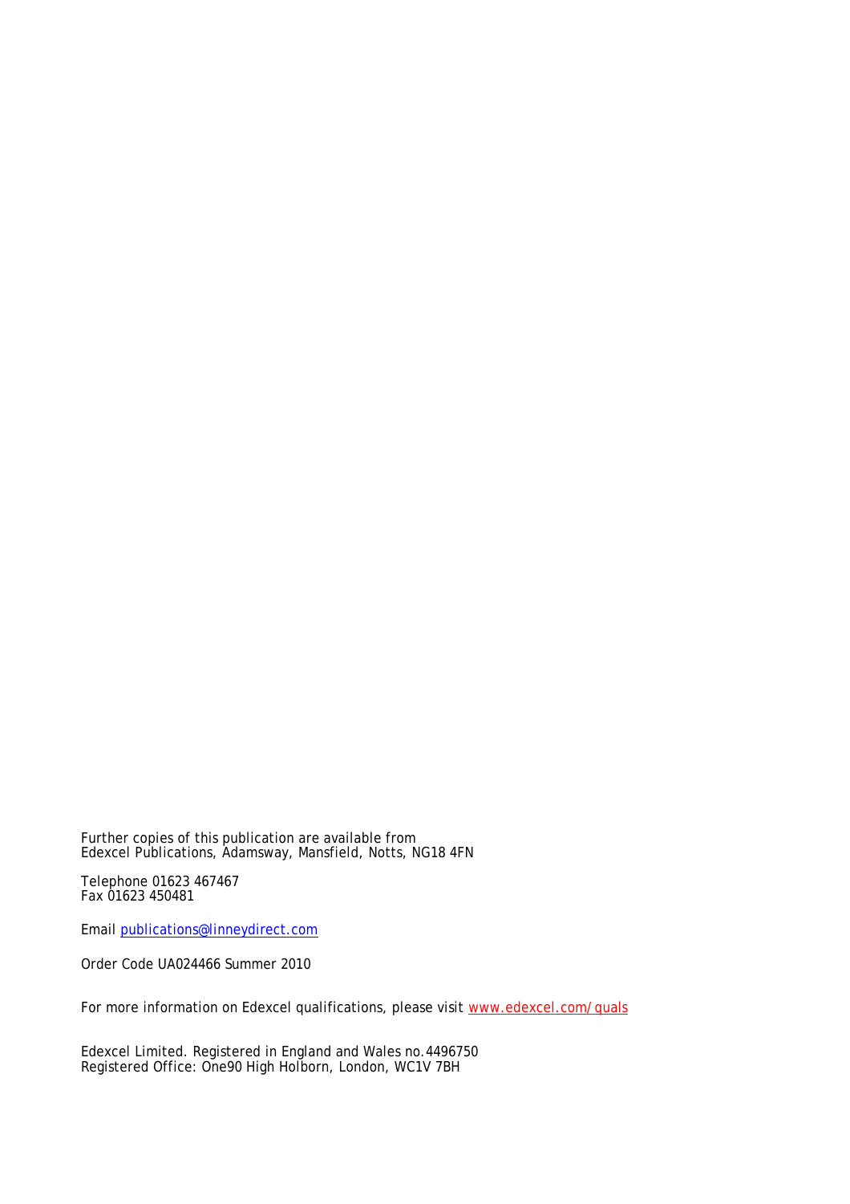Further copies of this publication are available from
Edexcel Publications, Adamsway, Mansfield, Notts, NG18 4FN

Telephone 01623 467467
Fax 01623 450481

Email publications@linneydirect.com

Order Code UA024466 Summer 2010

For more information on Edexcel qualifications, please visit www.edexcel.com/quals

Edexcel Limited. Registered in England and Wales no.4496750
Registered Office: One90 High Holborn, London, WC1V 7BH